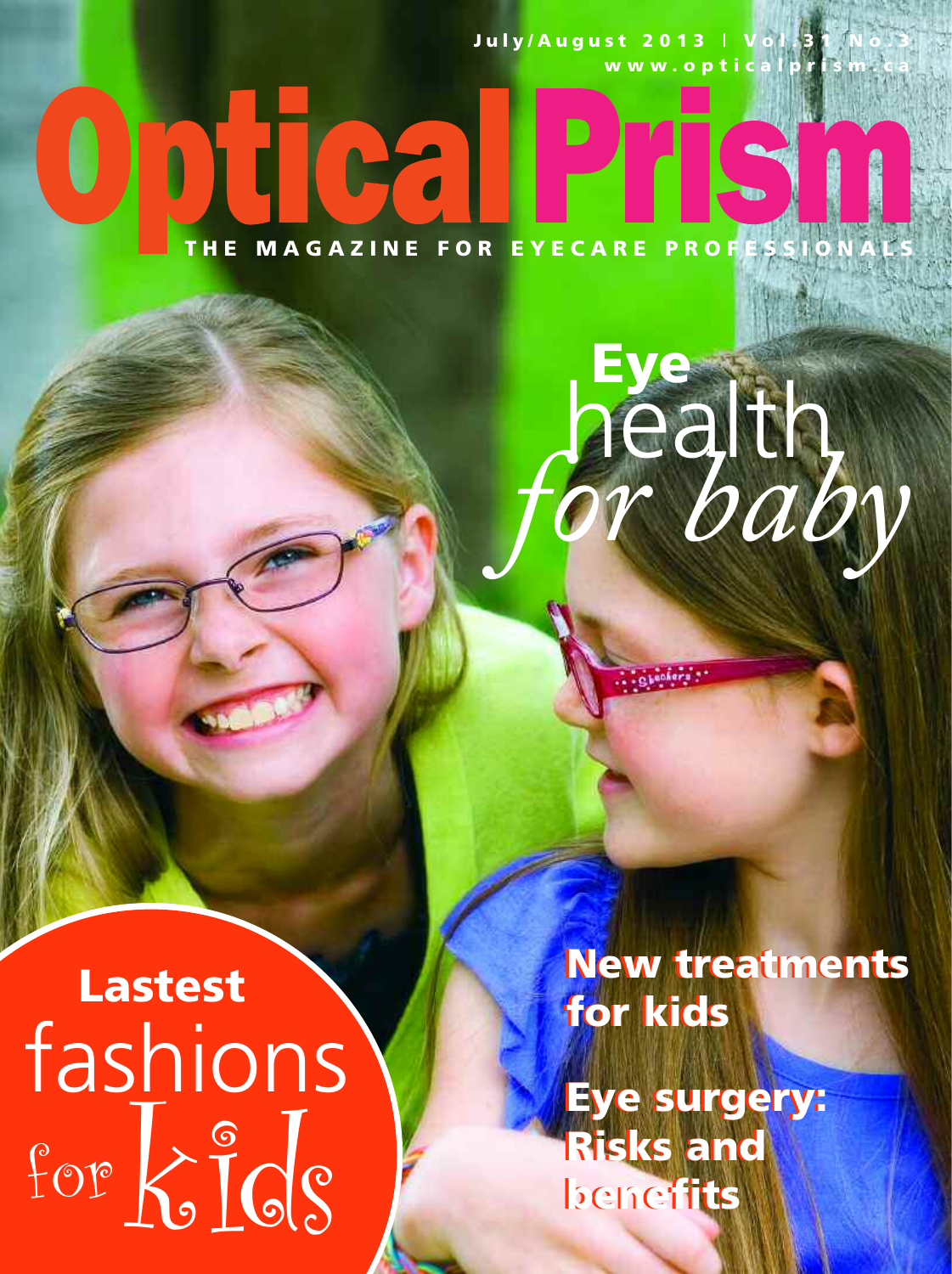July/August 2013 | Vol.31 No.3

www.opticalprism.ca

# Optical Prism

THE MAGAZINE FOR EYECARE PROFESSIONALS

## Eye health *for baby*

## Lastest fashions for kids

## New treatments for kids

## Eye surgery: Risks and benefits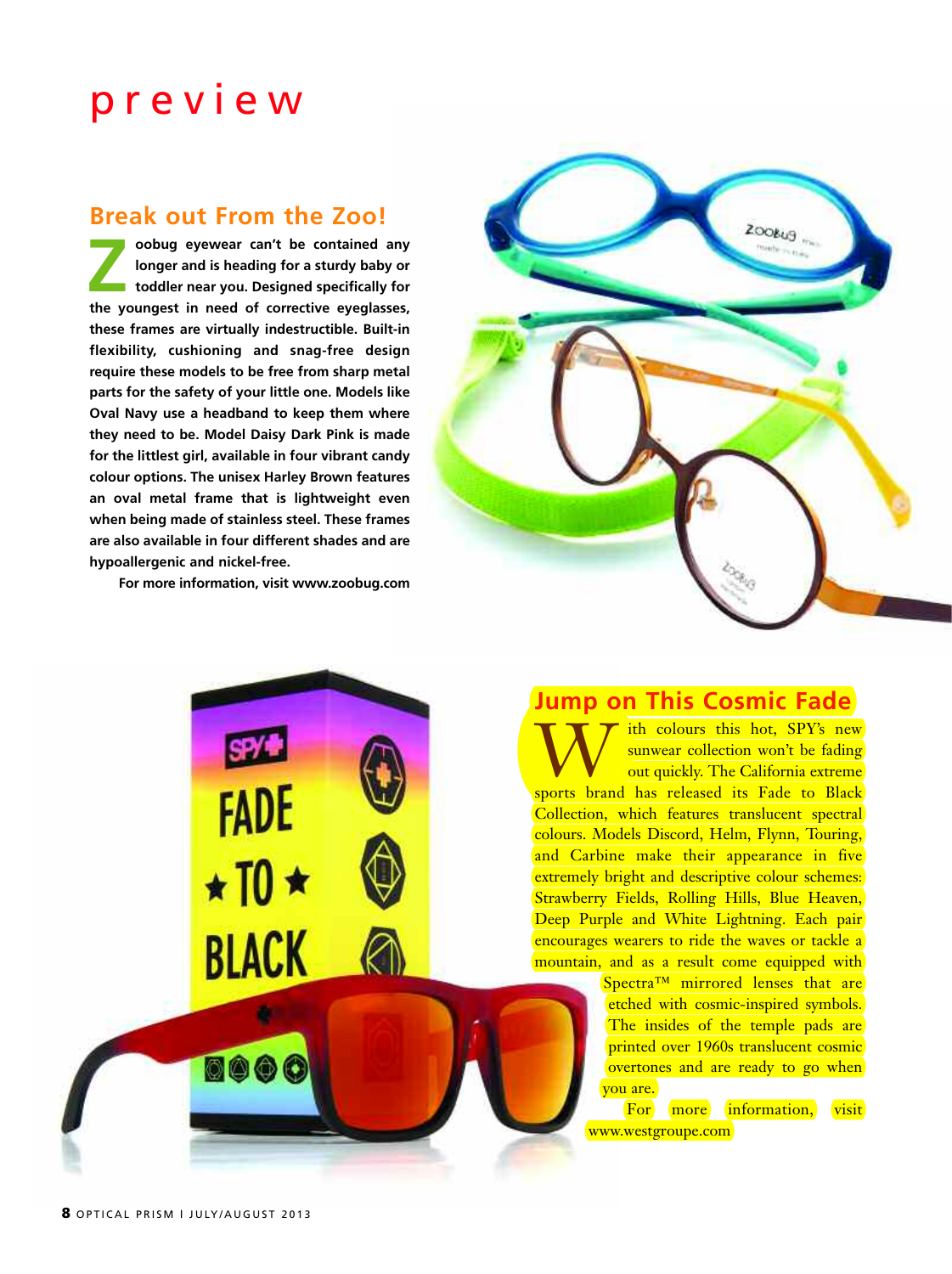# preview

## Break out From the Zoo!

**Zoobug eyewear can't be contained any longer and is heading for a sturdy baby or toddler near you. Designed specifically for the youngest in need of corrective eyeglasses, these frames are virtually indestructible. Built-in flexibility, cushioning and snag-free design require these models to be free from sharp metal parts for the safety of your little one. Models like Oval Navy use a headband to keep them where they need to be. Model Daisy Dark Pink is made for the littlest girl, available in four vibrant candy colour options. The unisex Harley Brown features an oval metal frame that is lightweight even when being made of stainless steel. These frames are also available in four different shades and are hypoallergenic and nickel-free.**

**For more information, visit www.zoobug.com**

## Jump on This Cosmic Fade

With colours this hot, SPY's new sunwear collection won't be fading out quickly. The California extreme sports brand has released its Fade to Black Collection, which features translucent spectral colours. Models Discord, Helm, Flynn, Touring, and Carbine make their appearance in five extremely bright and descriptive colour schemes: Strawberry Fields, Rolling Hills, Blue Heaven, Deep Purple and White Lightning. Each pair encourages wearers to ride the waves or tackle a mountain, and as a result come equipped with Spectra™ mirrored lenses that are etched with cosmic-inspired symbols. The insides of the temple pads are printed over 1960s translucent cosmic overtones and are ready to go when you are.

For more information, visit www.westgroupe.com